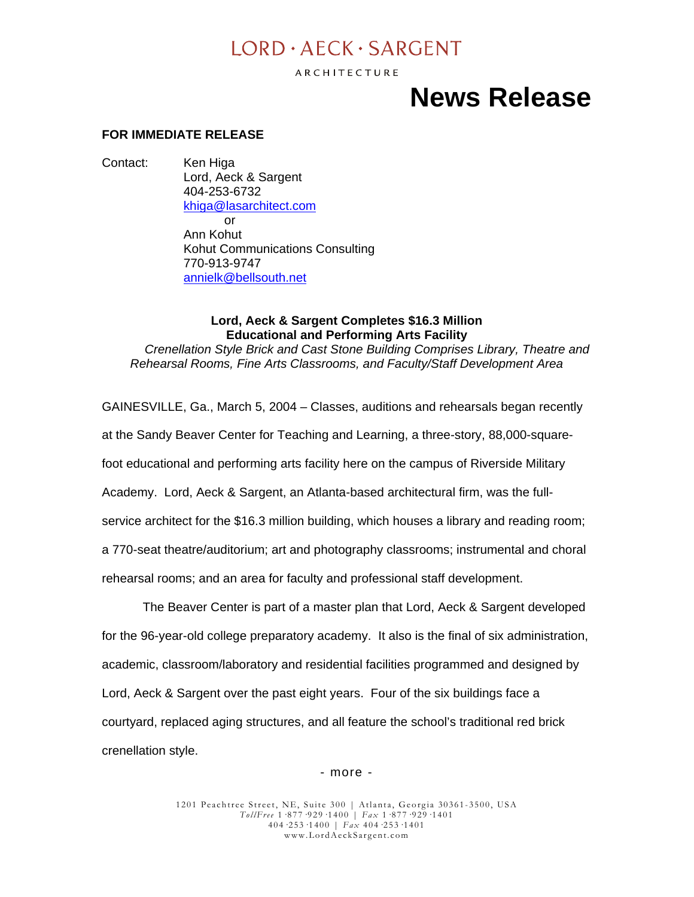LORD • AECK • SARGENT

ARCHITECTURE

# News Release

**FOR IMMEDIATE RELEASE**

Contact: Ken Higa
Lord, Aeck & Sargent
404-253-6732
khiga@lasarchitect.com
or
Ann Kohut
Kohut Communications Consulting
770-913-9747
annielk@bellsouth.net

**Lord, Aeck & Sargent Completes $16.3 Million**
**Educational and Performing Arts Facility**

*Crenellation Style Brick and Cast Stone Building Comprises Library, Theatre and Rehearsal Rooms, Fine Arts Classrooms, and Faculty/Staff Development Area*

GAINESVILLE, Ga., March 5, 2004 – Classes, auditions and rehearsals began recently at the Sandy Beaver Center for Teaching and Learning, a three-story, 88,000-square-foot educational and performing arts facility here on the campus of Riverside Military Academy. Lord, Aeck & Sargent, an Atlanta-based architectural firm, was the full-service architect for the $16.3 million building, which houses a library and reading room; a 770-seat theatre/auditorium; art and photography classrooms; instrumental and choral rehearsal rooms; and an area for faculty and professional staff development.

The Beaver Center is part of a master plan that Lord, Aeck & Sargent developed for the 96-year-old college preparatory academy. It also is the final of six administration, academic, classroom/laboratory and residential facilities programmed and designed by Lord, Aeck & Sargent over the past eight years. Four of the six buildings face a courtyard, replaced aging structures, and all feature the school's traditional red brick crenellation style.

- more -

1201 Peachtree Street, NE, Suite 300 | Atlanta, Georgia 30361-3500, USA
*TollFree* 1·877·929·1400 | *Fax* 1·877·929·1401
404·253·1400 | *Fax* 404·253·1401
www.LordAeckSargent.com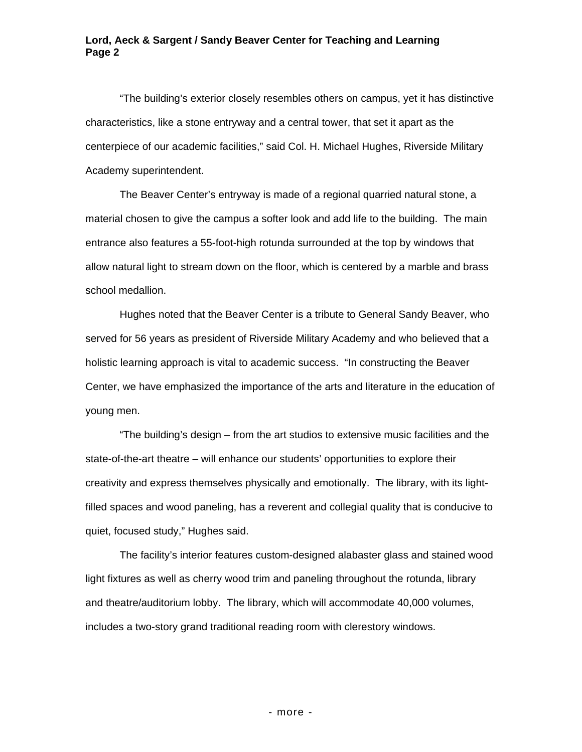"The building's exterior closely resembles others on campus, yet it has distinctive characteristics, like a stone entryway and a central tower, that set it apart as the centerpiece of our academic facilities," said Col. H. Michael Hughes, Riverside Military Academy superintendent.

The Beaver Center's entryway is made of a regional quarried natural stone, a material chosen to give the campus a softer look and add life to the building. The main entrance also features a 55-foot-high rotunda surrounded at the top by windows that allow natural light to stream down on the floor, which is centered by a marble and brass school medallion.

Hughes noted that the Beaver Center is a tribute to General Sandy Beaver, who served for 56 years as president of Riverside Military Academy and who believed that a holistic learning approach is vital to academic success. "In constructing the Beaver Center, we have emphasized the importance of the arts and literature in the education of young men.

"The building's design – from the art studios to extensive music facilities and the state-of-the-art theatre – will enhance our students' opportunities to explore their creativity and express themselves physically and emotionally. The library, with its light-filled spaces and wood paneling, has a reverent and collegial quality that is conducive to quiet, focused study," Hughes said.

The facility's interior features custom-designed alabaster glass and stained wood light fixtures as well as cherry wood trim and paneling throughout the rotunda, library and theatre/auditorium lobby. The library, which will accommodate 40,000 volumes, includes a two-story grand traditional reading room with clerestory windows.

- more -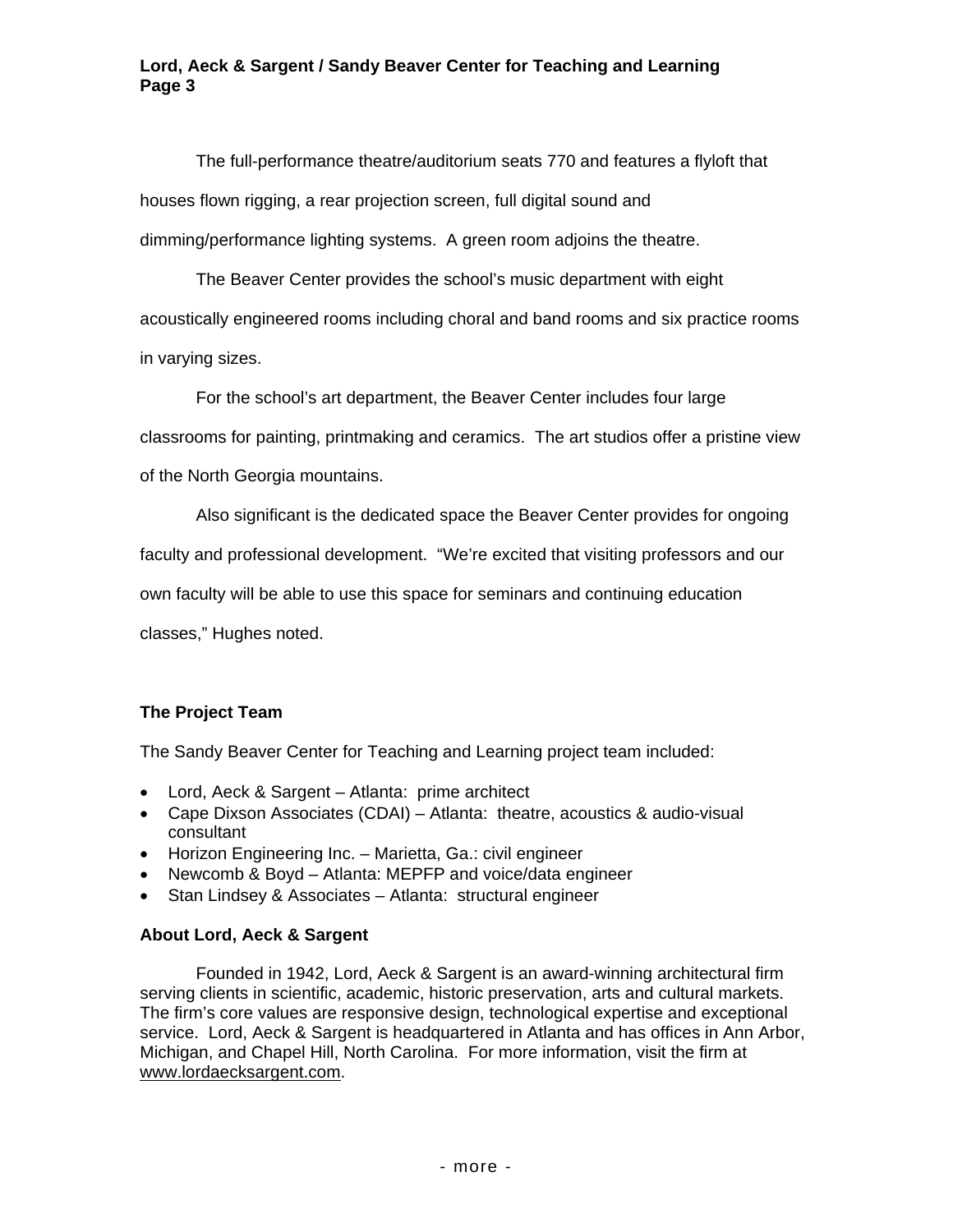The full-performance theatre/auditorium seats 770 and features a flyloft that houses flown rigging, a rear projection screen, full digital sound and dimming/performance lighting systems. A green room adjoins the theatre.

The Beaver Center provides the school's music department with eight acoustically engineered rooms including choral and band rooms and six practice rooms in varying sizes.

For the school's art department, the Beaver Center includes four large classrooms for painting, printmaking and ceramics. The art studios offer a pristine view of the North Georgia mountains.

Also significant is the dedicated space the Beaver Center provides for ongoing faculty and professional development. "We're excited that visiting professors and our own faculty will be able to use this space for seminars and continuing education classes," Hughes noted.

## The Project Team

The Sandy Beaver Center for Teaching and Learning project team included:

- Lord, Aeck & Sargent – Atlanta: prime architect
- Cape Dixson Associates (CDAI) – Atlanta: theatre, acoustics & audio-visual consultant
- Horizon Engineering Inc. – Marietta, Ga.: civil engineer
- Newcomb & Boyd – Atlanta: MEPFP and voice/data engineer
- Stan Lindsey & Associates – Atlanta: structural engineer

## About Lord, Aeck & Sargent

Founded in 1942, Lord, Aeck & Sargent is an award-winning architectural firm serving clients in scientific, academic, historic preservation, arts and cultural markets. The firm's core values are responsive design, technological expertise and exceptional service. Lord, Aeck & Sargent is headquartered in Atlanta and has offices in Ann Arbor, Michigan, and Chapel Hill, North Carolina. For more information, visit the firm at www.lordaecksargent.com.

- more -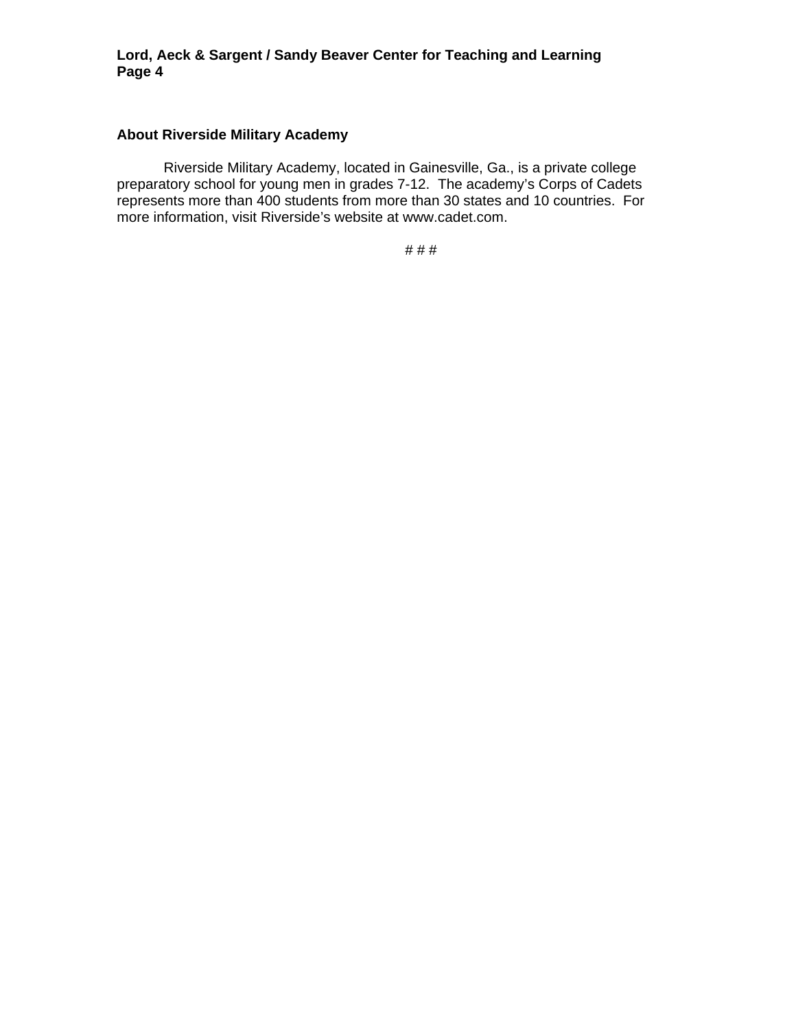## About Riverside Military Academy

Riverside Military Academy, located in Gainesville, Ga., is a private college preparatory school for young men in grades 7-12. The academy's Corps of Cadets represents more than 400 students from more than 30 states and 10 countries. For more information, visit Riverside's website at www.cadet.com.

# # #